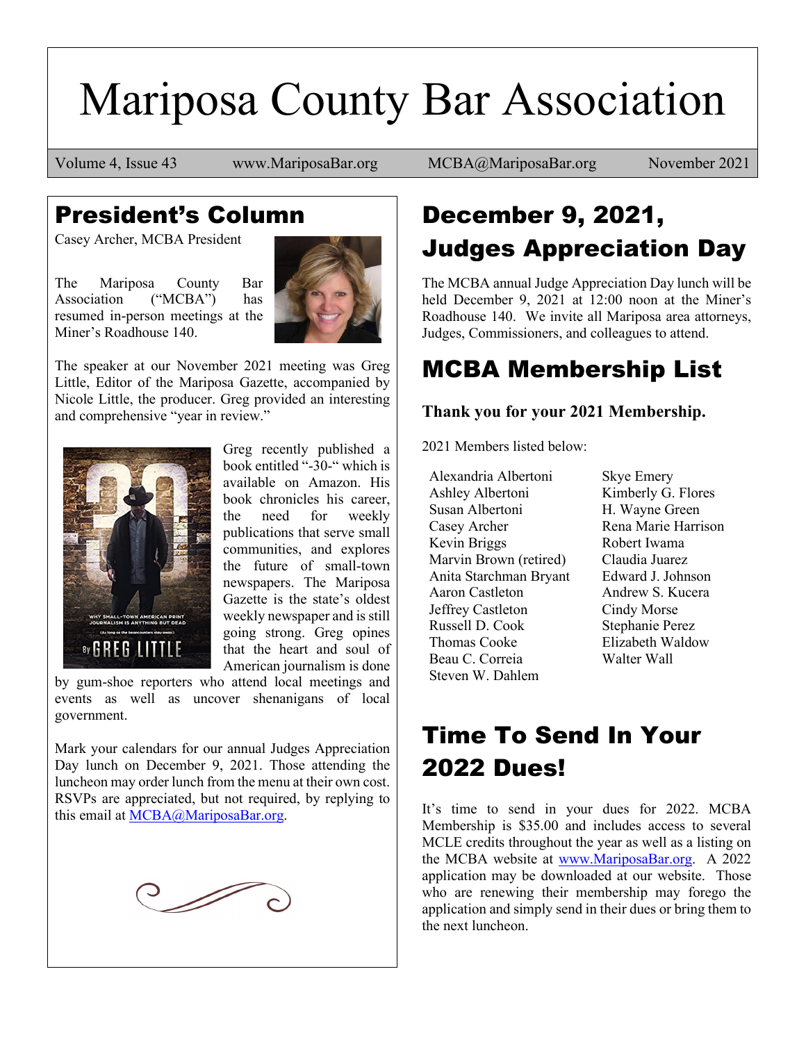# Mariposa County Bar Association

Volume 4, Issue 43 | www.MariposaBar.org | MCBA@MariposaBar.org | November 2021

## President's Column

Casey Archer, MCBA President

The Mariposa County Bar Association ("MCBA") has resumed in-person meetings at the Miner's Roadhouse 140.

The speaker at our November 2021 meeting was Greg Little, Editor of the Mariposa Gazette, accompanied by Nicole Little, the producer. Greg provided an interesting and comprehensive "year in review."

Greg recently published a book entitled "-30-" which is available on Amazon. His book chronicles his career, the need for weekly publications that serve small communities, and explores the future of small-town newspapers. The Mariposa Gazette is the state's oldest weekly newspaper and is still going strong. Greg opines that the heart and soul of American journalism is done by gum-shoe reporters who attend local meetings and events as well as uncover shenanigans of local government.

Mark your calendars for our annual Judges Appreciation Day lunch on December 9, 2021. Those attending the luncheon may order lunch from the menu at their own cost. RSVPs are appreciated, but not required, by replying to this email at MCBA@MariposaBar.org.

## December 9, 2021, Judges Appreciation Day

The MCBA annual Judge Appreciation Day lunch will be held December 9, 2021 at 12:00 noon at the Miner's Roadhouse 140. We invite all Mariposa area attorneys, Judges, Commissioners, and colleagues to attend.

## MCBA Membership List

**Thank you for your 2021 Membership.**

2021 Members listed below:

- Alexandria Albertoni
- Ashley Albertoni
- Susan Albertoni
- Casey Archer
- Kevin Briggs
- Marvin Brown (retired)
- Anita Starchman Bryant
- Aaron Castleton
- Jeffrey Castleton
- Russell D. Cook
- Thomas Cooke
- Beau C. Correia
- Steven W. Dahlem
- Skye Emery
- Kimberly G. Flores
- H. Wayne Green
- Rena Marie Harrison
- Robert Iwama
- Claudia Juarez
- Edward J. Johnson
- Andrew S. Kucera
- Cindy Morse
- Stephanie Perez
- Elizabeth Waldow
- Walter Wall

## Time To Send In Your 2022 Dues!

It's time to send in your dues for 2022. MCBA Membership is $35.00 and includes access to several MCLE credits throughout the year as well as a listing on the MCBA website at www.MariposaBar.org. A 2022 application may be downloaded at our website. Those who are renewing their membership may forego the application and simply send in their dues or bring them to the next luncheon.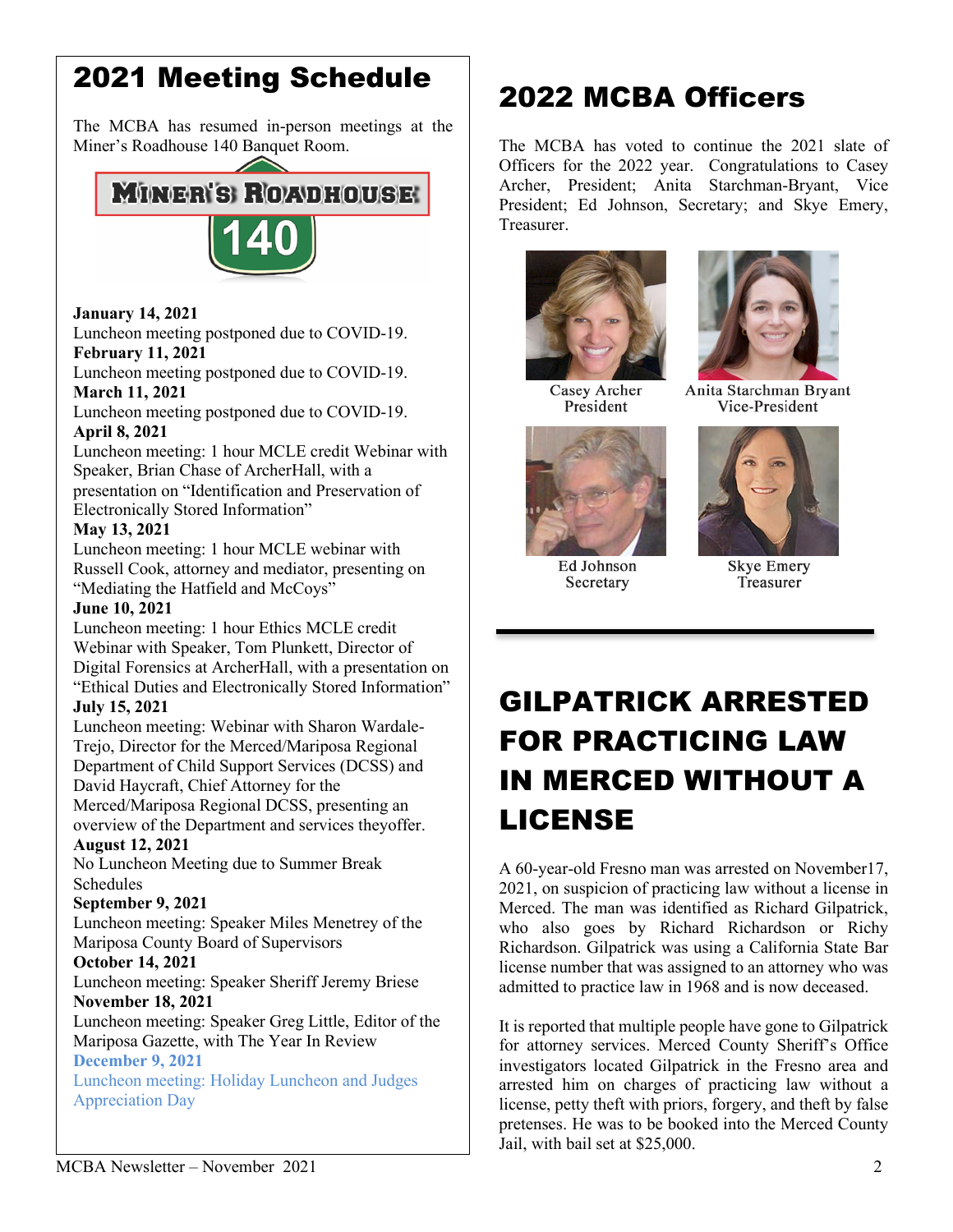## 2021 Meeting Schedule

The MCBA has resumed in-person meetings at the Miner's Roadhouse 140 Banquet Room.

MINER'S ROADHOUSE 140

**January 14, 2021**
Luncheon meeting postponed due to COVID-19.
**February 11, 2021**
Luncheon meeting postponed due to COVID-19.
**March 11, 2021**
Luncheon meeting postponed due to COVID-19.
**April 8, 2021**
Luncheon meeting: 1 hour MCLE credit Webinar with Speaker, Brian Chase of ArcherHall, with a presentation on "Identification and Preservation of Electronically Stored Information"
**May 13, 2021**
Luncheon meeting: 1 hour MCLE webinar with Russell Cook, attorney and mediator, presenting on "Mediating the Hatfield and McCoys"
**June 10, 2021**
Luncheon meeting: 1 hour Ethics MCLE credit Webinar with Speaker, Tom Plunkett, Director of Digital Forensics at ArcherHall, with a presentation on "Ethical Duties and Electronically Stored Information"
**July 15, 2021**
Luncheon meeting: Webinar with Sharon Wardale-Trejo, Director for the Merced/Mariposa Regional Department of Child Support Services (DCSS) and David Haycraft, Chief Attorney for the Merced/Mariposa Regional DCSS, presenting an overview of the Department and services theyoffer.
**August 12, 2021**
No Luncheon Meeting due to Summer Break Schedules
**September 9, 2021**
Luncheon meeting: Speaker Miles Menetrey of the Mariposa County Board of Supervisors
**October 14, 2021**
Luncheon meeting: Speaker Sheriff Jeremy Briese
**November 18, 2021**
Luncheon meeting: Speaker Greg Little, Editor of the Mariposa Gazette, with The Year In Review
**December 9, 2021**
Luncheon meeting: Holiday Luncheon and Judges Appreciation Day

## 2022 MCBA Officers

The MCBA has voted to continue the 2021 slate of Officers for the 2022 year. Congratulations to Casey Archer, President; Anita Starchman-Bryant, Vice President; Ed Johnson, Secretary; and Skye Emery, Treasurer.

Casey Archer
President

Anita Starchman Bryant
Vice-President

Ed Johnson
Secretary

Skye Emery
Treasurer

## GILPATRICK ARRESTED FOR PRACTICING LAW IN MERCED WITHOUT A LICENSE

A 60-year-old Fresno man was arrested on November17, 2021, on suspicion of practicing law without a license in Merced. The man was identified as Richard Gilpatrick, who also goes by Richard Richardson or Richy Richardson. Gilpatrick was using a California State Bar license number that was assigned to an attorney who was admitted to practice law in 1968 and is now deceased.

It is reported that multiple people have gone to Gilpatrick for attorney services. Merced County Sheriff's Office investigators located Gilpatrick in the Fresno area and arrested him on charges of practicing law without a license, petty theft with priors, forgery, and theft by false pretenses. He was to be booked into the Merced County Jail, with bail set at $25,000.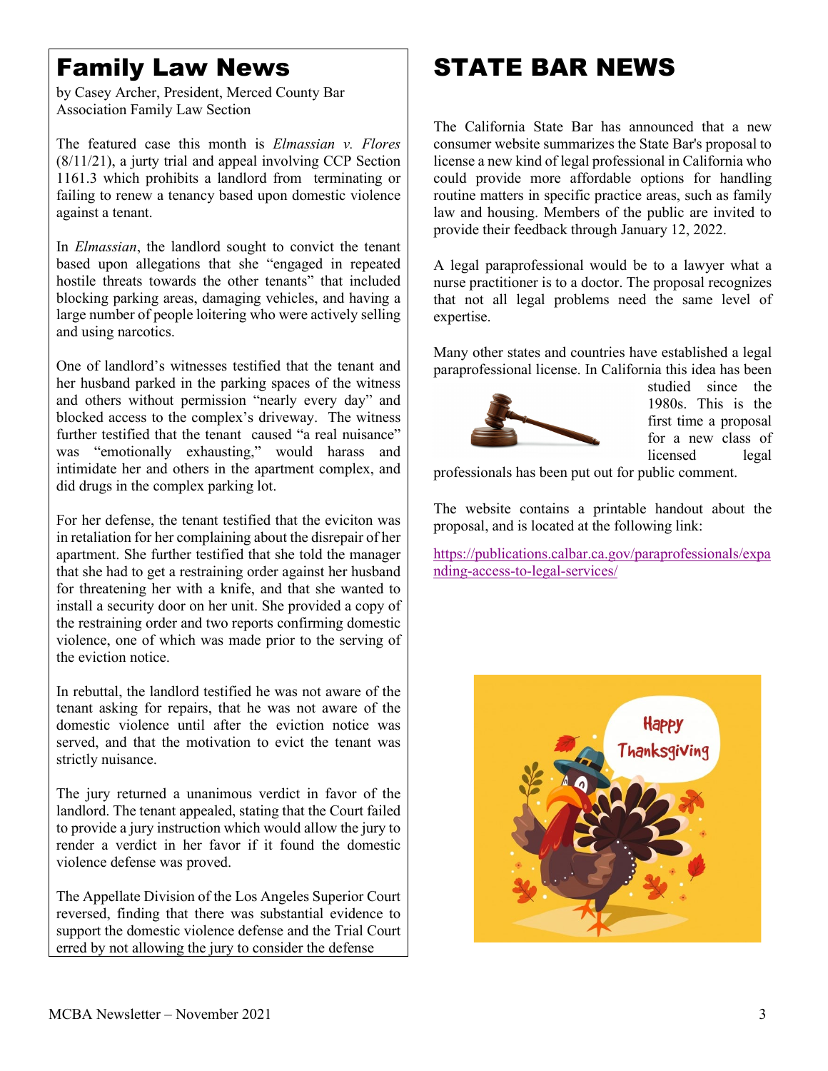# Family Law News

by Casey Archer, President, Merced County Bar Association Family Law Section

The featured case this month is *Elmassian v. Flores* (8/11/21), a jurty trial and appeal involving CCP Section 1161.3 which prohibits a landlord from terminating or failing to renew a tenancy based upon domestic violence against a tenant.

In *Elmassian*, the landlord sought to convict the tenant based upon allegations that she "engaged in repeated hostile threats towards the other tenants" that included blocking parking areas, damaging vehicles, and having a large number of people loitering who were actively selling and using narcotics.

One of landlord's witnesses testified that the tenant and her husband parked in the parking spaces of the witness and others without permission "nearly every day" and blocked access to the complex's driveway. The witness further testified that the tenant caused "a real nuisance" was "emotionally exhausting," would harass and intimidate her and others in the apartment complex, and did drugs in the complex parking lot.

For her defense, the tenant testified that the eviciton was in retaliation for her complaining about the disrepair of her apartment. She further testified that she told the manager that she had to get a restraining order against her husband for threatening her with a knife, and that she wanted to install a security door on her unit. She provided a copy of the restraining order and two reports confirming domestic violence, one of which was made prior to the serving of the eviction notice.

In rebuttal, the landlord testified he was not aware of the tenant asking for repairs, that he was not aware of the domestic violence until after the eviction notice was served, and that the motivation to evict the tenant was strictly nuisance.

The jury returned a unanimous verdict in favor of the landlord. The tenant appealed, stating that the Court failed to provide a jury instruction which would allow the jury to render a verdict in her favor if it found the domestic violence defense was proved.

The Appellate Division of the Los Angeles Superior Court reversed, finding that there was substantial evidence to support the domestic violence defense and the Trial Court erred by not allowing the jury to consider the defense

# STATE BAR NEWS

The California State Bar has announced that a new consumer website summarizes the State Bar's proposal to license a new kind of legal professional in California who could provide more affordable options for handling routine matters in specific practice areas, such as family law and housing. Members of the public are invited to provide their feedback through January 12, 2022.

A legal paraprofessional would be to a lawyer what a nurse practitioner is to a doctor. The proposal recognizes that not all legal problems need the same level of expertise.

Many other states and countries have established a legal paraprofessional license. In California this idea has been studied since the 1980s. This is the first time a proposal for a new class of licensed legal professionals has been put out for public comment.

The website contains a printable handout about the proposal, and is located at the following link:

https://publications.calbar.ca.gov/paraprofessionals/expanding-access-to-legal-services/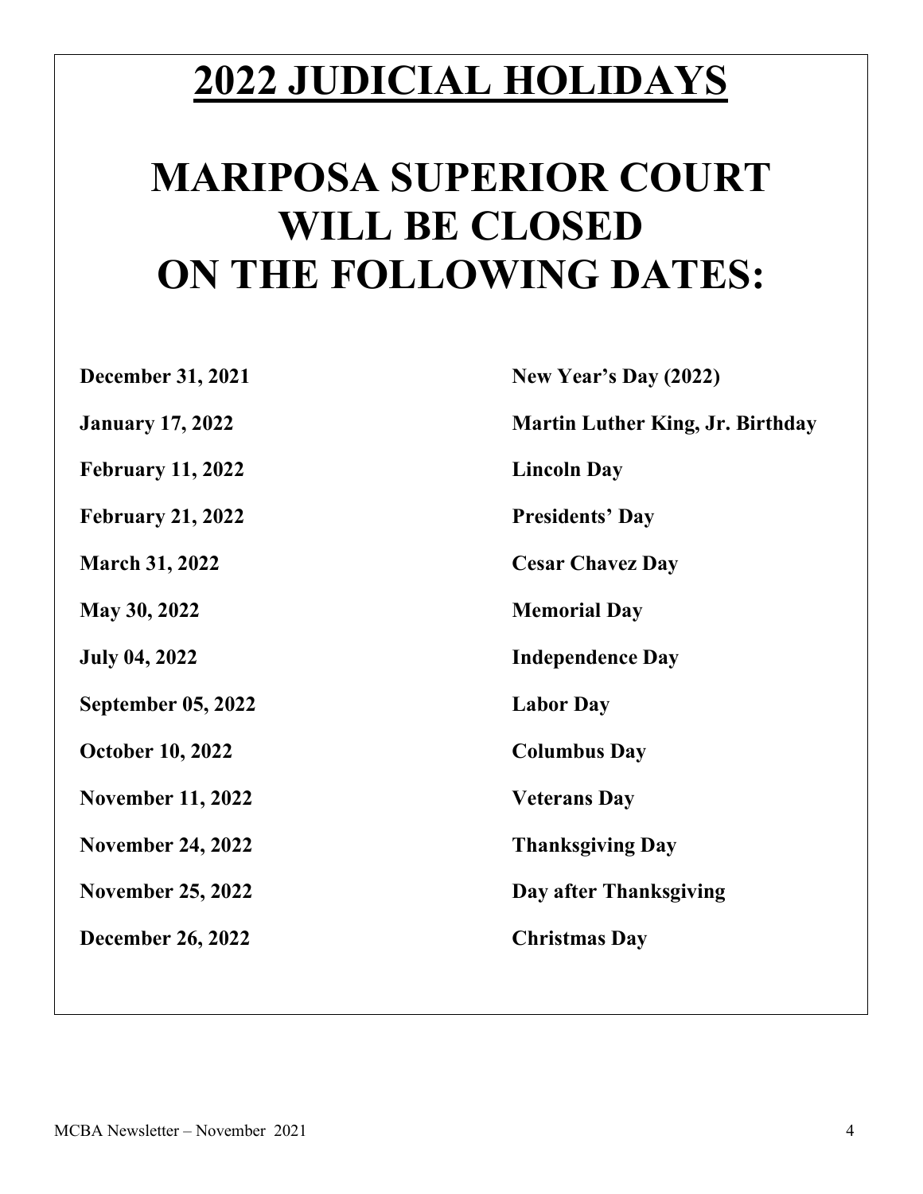# 2022 JUDICIAL HOLIDAYS

# MARIPOSA SUPERIOR COURT WILL BE CLOSED ON THE FOLLOWING DATES:

| | |
|---|---|
| **December 31, 2021** | **New Year's Day (2022)** |
| **January 17, 2022** | **Martin Luther King, Jr. Birthday** |
| **February 11, 2022** | **Lincoln Day** |
| **February 21, 2022** | **Presidents' Day** |
| **March 31, 2022** | **Cesar Chavez Day** |
| **May 30, 2022** | **Memorial Day** |
| **July 04, 2022** | **Independence Day** |
| **September 05, 2022** | **Labor Day** |
| **October 10, 2022** | **Columbus Day** |
| **November 11, 2022** | **Veterans Day** |
| **November 24, 2022** | **Thanksgiving Day** |
| **November 25, 2022** | **Day after Thanksgiving** |
| **December 26, 2022** | **Christmas Day** |